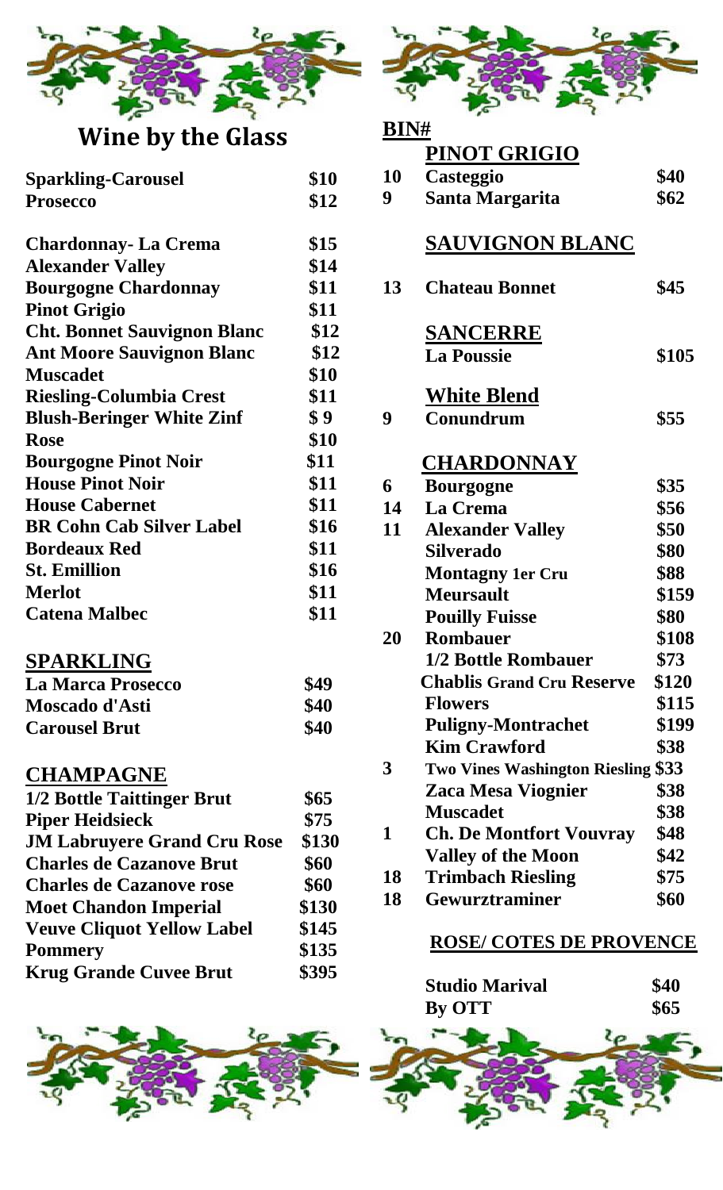# Wine by the Glass

| | |
|---|---|
| **Sparkling-Carousel** | **$10** |
| **Prosecco** | **$12** |
| | |
| **Chardonnay- La Crema** | **$15** |
| **Alexander Valley** | **$14** |
| **Bourgogne Chardonnay** | **$11** |
| **Pinot Grigio** | **$11** |
| **Cht. Bonnet Sauvignon Blanc** | **$12** |
| **Ant Moore Sauvignon Blanc** | **$12** |
| **Muscadet** | **$10** |
| **Riesling-Columbia Crest** | **$11** |
| **Blush-Beringer White Zinf** | **$ 9** |
| **Rose** | **$10** |
| **Bourgogne Pinot Noir** | **$11** |
| **House Pinot Noir** | **$11** |
| **House Cabernet** | **$11** |
| **BR Cohn Cab Silver Label** | **$16** |
| **Bordeaux Red** | **$11** |
| **St. Emillion** | **$16** |
| **Merlot** | **$11** |
| **Catena Malbec** | **$11** |

## SPARKLING

| | |
|---|---|
| **La Marca Prosecco** | **$49** |
| **Moscado d'Asti** | **$40** |
| **Carousel Brut** | **$40** |

## CHAMPAGNE

| | |
|---|---|
| **1/2 Bottle Taittinger Brut** | **$65** |
| **Piper Heidsieck** | **$75** |
| **JM Labruyere Grand Cru Rose** | **$130** |
| **Charles de Cazanove Brut** | **$60** |
| **Charles de Cazanove rose** | **$60** |
| **Moet Chandon Imperial** | **$130** |
| **Veuve Cliquot Yellow Label** | **$145** |
| **Pommery** | **$135** |
| **Krug Grande Cuvee Brut** | **$395** |

**BIN#**

## PINOT GRIGIO

| BIN# | | |
|---|---|---|
| **10** | **Casteggio** | **$40** |
| **9** | **Santa Margarita** | **$62** |

## SAUVIGNON BLANC

| BIN# | | |
|---|---|---|
| **13** | **Chateau Bonnet** | **$45** |

## SANCERRE

| BIN# | | |
|---|---|---|
| | **La Poussie** | **$105** |

## White Blend

| BIN# | | |
|---|---|---|
| **9** | **Conundrum** | **$55** |

## CHARDONNAY

| BIN# | | |
|---|---|---|
| **6** | **Bourgogne** | **$35** |
| **14** | **La Crema** | **$56** |
| **11** | **Alexander Valley** | **$50** |
| | **Silverado** | **$80** |
| | **Montagny 1er Cru** | **$88** |
| | **Meursault** | **$159** |
| | **Pouilly Fuisse** | **$80** |
| **20** | **Rombauer** | **$108** |
| | **1/2 Bottle Rombauer** | **$73** |
| | **Chablis Grand Cru Reserve** | **$120** |
| | **Flowers** | **$115** |
| | **Puligny-Montrachet** | **$199** |
| | **Kim Crawford** | **$38** |
| **3** | **Two Vines Washington Riesling** | **$33** |
| | **Zaca Mesa Viognier** | **$38** |
| | **Muscadet** | **$38** |
| **1** | **Ch. De Montfort Vouvray** | **$48** |
| | **Valley of the Moon** | **$42** |
| **18** | **Trimbach Riesling** | **$75** |
| **18** | **Gewurztraminer** | **$60** |

## ROSE/ COTES DE PROVENCE

| | |
|---|---|
| **Studio Marival** | **$40** |
| **By OTT** | **$65** |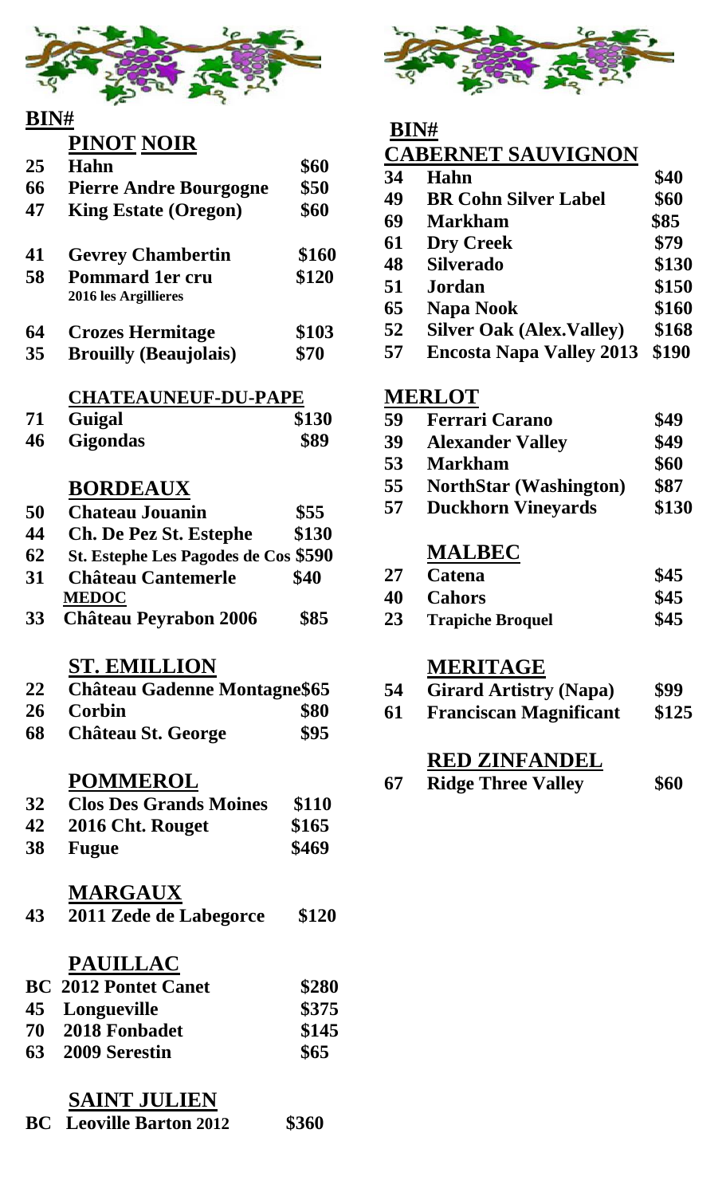**BIN#**

## PINOT NOIR

| | | |
|---|---|---|
| 25 | Hahn | $60 |
| 66 | Pierre Andre Bourgogne | $50 |
| 47 | King Estate (Oregon) | $60 |
| 41 | Gevrey Chambertin | $160 |
| 58 | Pommard 1er cru 2016 les Argillieres | $120 |
| 64 | Crozes Hermitage | $103 |
| 35 | Brouilly (Beaujolais) | $70 |

## CHATEAUNEUF-DU-PAPE

| | | |
|---|---|---|
| 71 | Guigal | $130 |
| 46 | Gigondas | $89 |

## BORDEAUX

| | | |
|---|---|---|
| 50 | Chateau Jouanin | $55 |
| 44 | Ch. De Pez St. Estephe | $130 |
| 62 | St. Estephe Les Pagodes de Cos | $590 |
| 31 | Château Cantemerle MEDOC | $40 |
| 33 | Château Peyrabon 2006 | $85 |

## ST. EMILLION

| | | |
|---|---|---|
| 22 | Château Gadenne Montagne | $65 |
| 26 | Corbin | $80 |
| 68 | Château St. George | $95 |

## POMMEROL

| | | |
|---|---|---|
| 32 | Clos Des Grands Moines | $110 |
| 42 | 2016 Cht. Rouget | $165 |
| 38 | Fugue | $469 |

## MARGAUX

| | | |
|---|---|---|
| 43 | 2011 Zede de Labegorce | $120 |

## PAUILLAC

| | | |
|---|---|---|
| BC | 2012 Pontet Canet | $280 |
| 45 | Longueville | $375 |
| 70 | 2018 Fonbadet | $145 |
| 63 | 2009 Serestin | $65 |

## SAINT JULIEN

| | | |
|---|---|---|
| BC | Leoville Barton 2012 | $360 |

**BIN#**

## CABERNET SAUVIGNON

| | | |
|---|---|---|
| 34 | Hahn | $40 |
| 49 | BR Cohn Silver Label | $60 |
| 69 | Markham | $85 |
| 61 | Dry Creek | $79 |
| 48 | Silverado | $130 |
| 51 | Jordan | $150 |
| 65 | Napa Nook | $160 |
| 52 | Silver Oak (Alex.Valley) | $168 |
| 57 | Encosta Napa Valley 2013 | $190 |

## MERLOT

| | | |
|---|---|---|
| 59 | Ferrari Carano | $49 |
| 39 | Alexander Valley | $49 |
| 53 | Markham | $60 |
| 55 | NorthStar (Washington) | $87 |
| 57 | Duckhorn Vineyards | $130 |

## MALBEC

| | | |
|---|---|---|
| 27 | Catena | $45 |
| 40 | Cahors | $45 |
| 23 | Trapiche Broquel | $45 |

## MERITAGE

| | | |
|---|---|---|
| 54 | Girard Artistry (Napa) | $99 |
| 61 | Franciscan Magnificant | $125 |

## RED ZINFANDEL

| | | |
|---|---|---|
| 67 | Ridge Three Valley | $60 |